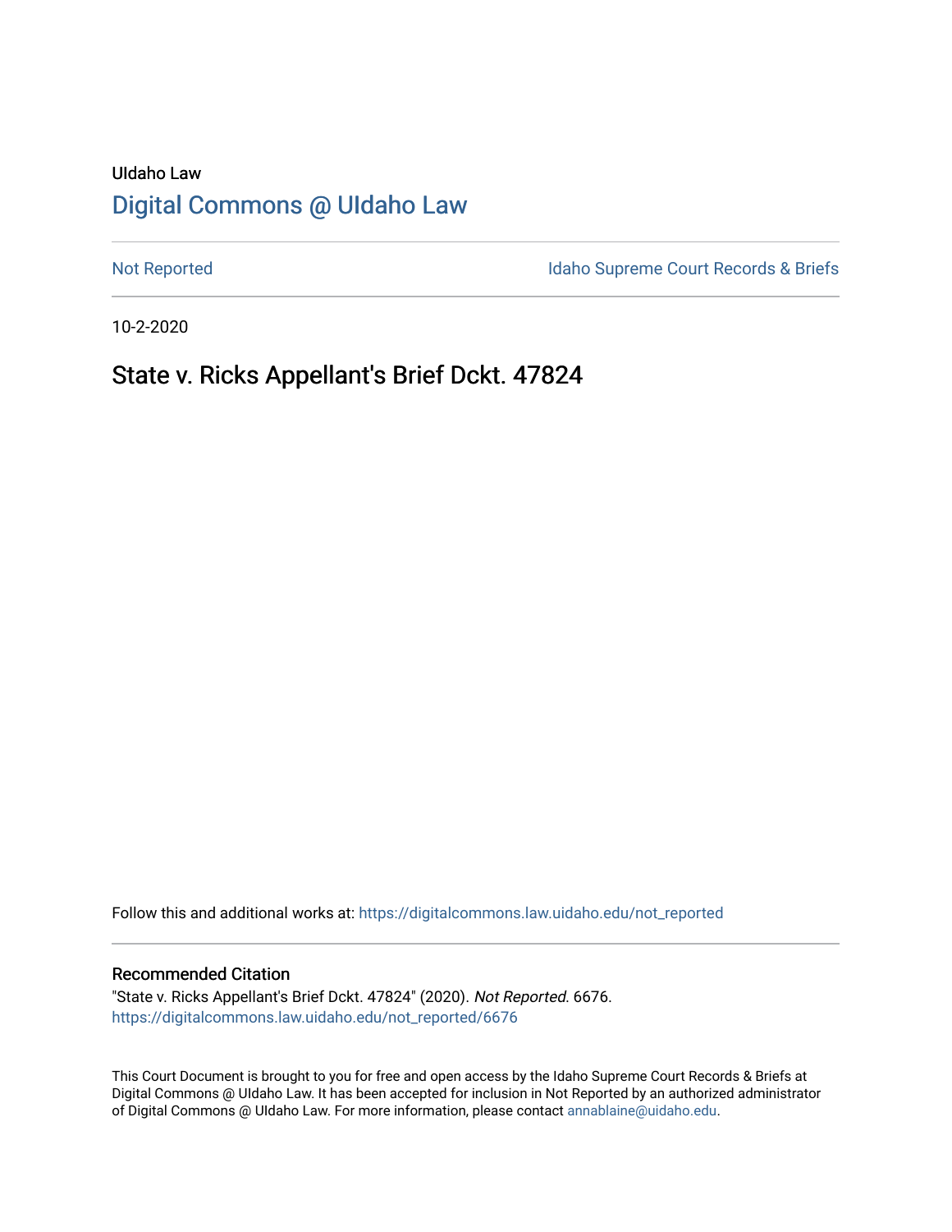UIdaho Law

# Digital Commons @ UIdaho Law

Not Reported | Idaho Supreme Court Records & Briefs

10-2-2020

## State v. Ricks Appellant's Brief Dckt. 47824

Follow this and additional works at: https://digitalcommons.law.uidaho.edu/not_reported

### Recommended Citation

"State v. Ricks Appellant's Brief Dckt. 47824" (2020). *Not Reported*. 6676.
https://digitalcommons.law.uidaho.edu/not_reported/6676

This Court Document is brought to you for free and open access by the Idaho Supreme Court Records & Briefs at Digital Commons @ UIdaho Law. It has been accepted for inclusion in Not Reported by an authorized administrator of Digital Commons @ UIdaho Law. For more information, please contact annablaine@uidaho.edu.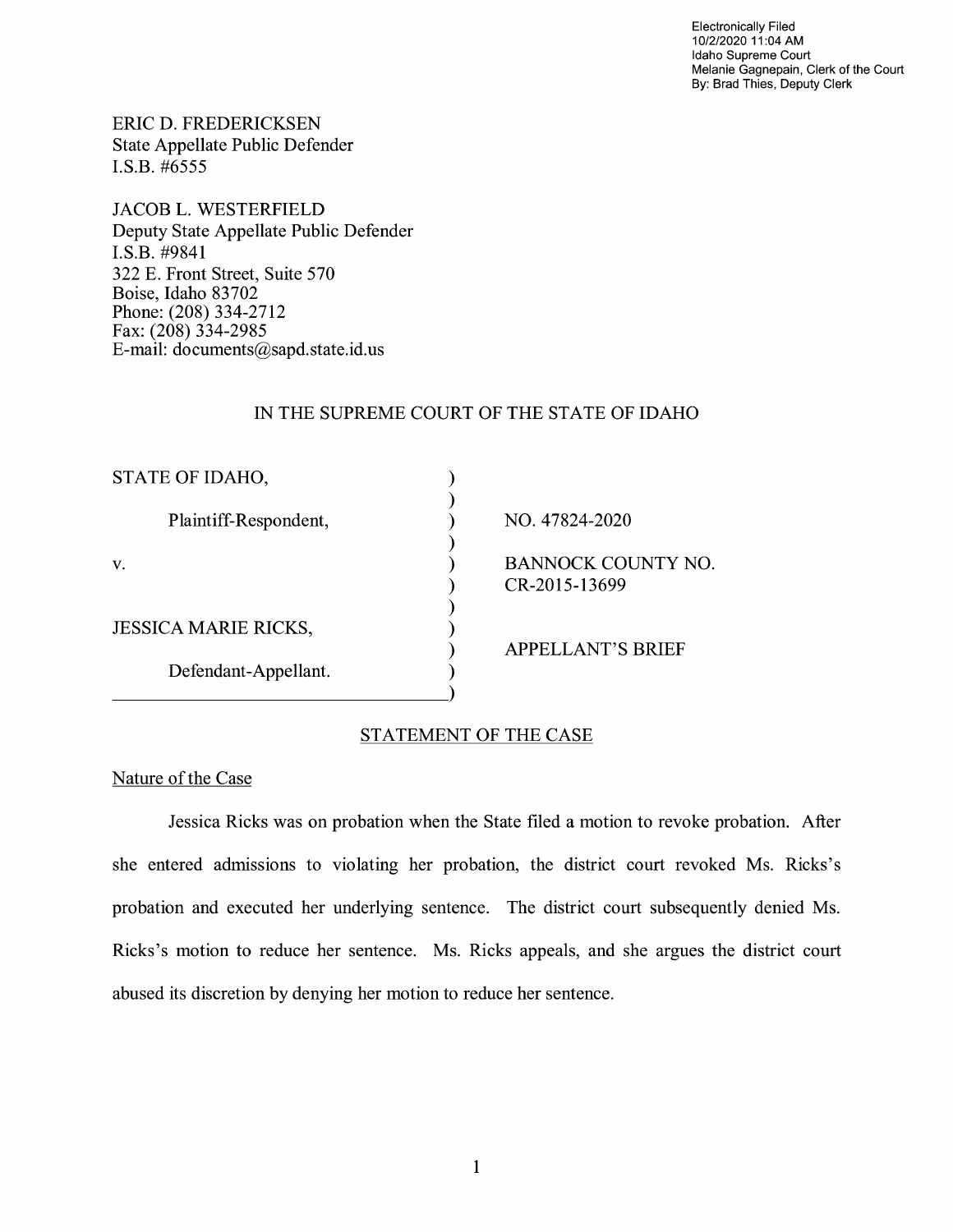Electronically Filed
10/2/2020 11:04 AM
Idaho Supreme Court
Melanie Gagnepain, Clerk of the Court
By: Brad Thies, Deputy Clerk

ERIC D. FREDERICKSEN
State Appellate Public Defender
I.S.B. #6555

JACOB L. WESTERFIELD
Deputy State Appellate Public Defender
I.S.B. #9841
322 E. Front Street, Suite 570
Boise, Idaho 83702
Phone: (208) 334-2712
Fax: (208) 334-2985
E-mail: documents@sapd.state.id.us

IN THE SUPREME COURT OF THE STATE OF IDAHO

| | | |
|---|---|---|
| STATE OF IDAHO, | ) | |
| | ) | |
| Plaintiff-Respondent, | ) | NO. 47824-2020 |
| | ) | |
| v. | ) | BANNOCK COUNTY NO. |
| | ) | CR-2015-13699 |
| | ) | |
| JESSICA MARIE RICKS, | ) | |
| | ) | APPELLANT'S BRIEF |
| Defendant-Appellant. | ) | |
| | ) | |

## STATEMENT OF THE CASE

### Nature of the Case

Jessica Ricks was on probation when the State filed a motion to revoke probation. After she entered admissions to violating her probation, the district court revoked Ms. Ricks's probation and executed her underlying sentence. The district court subsequently denied Ms. Ricks's motion to reduce her sentence. Ms. Ricks appeals, and she argues the district court abused its discretion by denying her motion to reduce her sentence.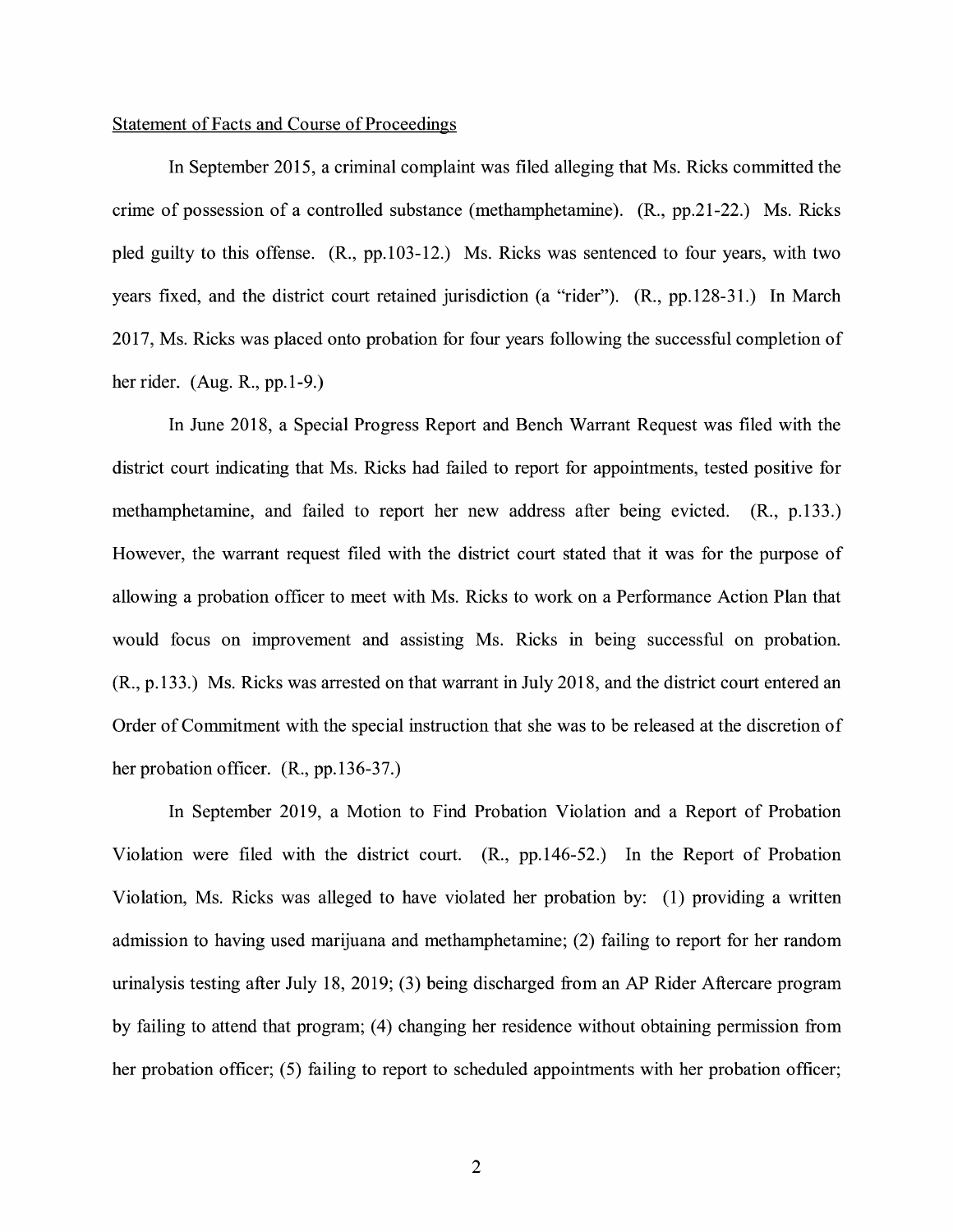Statement of Facts and Course of Proceedings

In September 2015, a criminal complaint was filed alleging that Ms. Ricks committed the crime of possession of a controlled substance (methamphetamine). (R., pp.21-22.) Ms. Ricks pled guilty to this offense. (R., pp.103-12.) Ms. Ricks was sentenced to four years, with two years fixed, and the district court retained jurisdiction (a "rider"). (R., pp.128-31.) In March 2017, Ms. Ricks was placed onto probation for four years following the successful completion of her rider. (Aug. R., pp.1-9.)

In June 2018, a Special Progress Report and Bench Warrant Request was filed with the district court indicating that Ms. Ricks had failed to report for appointments, tested positive for methamphetamine, and failed to report her new address after being evicted. (R., p.133.) However, the warrant request filed with the district court stated that it was for the purpose of allowing a probation officer to meet with Ms. Ricks to work on a Performance Action Plan that would focus on improvement and assisting Ms. Ricks in being successful on probation. (R., p.133.) Ms. Ricks was arrested on that warrant in July 2018, and the district court entered an Order of Commitment with the special instruction that she was to be released at the discretion of her probation officer. (R., pp.136-37.)

In September 2019, a Motion to Find Probation Violation and a Report of Probation Violation were filed with the district court. (R., pp.146-52.) In the Report of Probation Violation, Ms. Ricks was alleged to have violated her probation by: (1) providing a written admission to having used marijuana and methamphetamine; (2) failing to report for her random urinalysis testing after July 18, 2019; (3) being discharged from an AP Rider Aftercare program by failing to attend that program; (4) changing her residence without obtaining permission from her probation officer; (5) failing to report to scheduled appointments with her probation officer;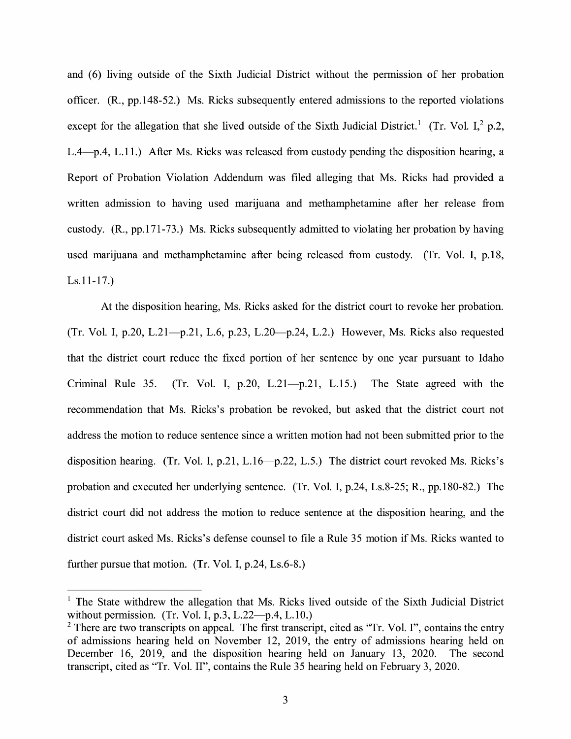and (6) living outside of the Sixth Judicial District without the permission of her probation officer. (R., pp.148-52.) Ms. Ricks subsequently entered admissions to the reported violations except for the allegation that she lived outside of the Sixth Judicial District.[1] (Tr. Vol. I,[2] p.2, L.4—p.4, L.11.) After Ms. Ricks was released from custody pending the disposition hearing, a Report of Probation Violation Addendum was filed alleging that Ms. Ricks had provided a written admission to having used marijuana and methamphetamine after her release from custody. (R., pp.171-73.) Ms. Ricks subsequently admitted to violating her probation by having used marijuana and methamphetamine after being released from custody. (Tr. Vol. I, p.18, Ls.11-17.)

At the disposition hearing, Ms. Ricks asked for the district court to revoke her probation. (Tr. Vol. I, p.20, L.21—p.21, L.6, p.23, L.20—p.24, L.2.) However, Ms. Ricks also requested that the district court reduce the fixed portion of her sentence by one year pursuant to Idaho Criminal Rule 35. (Tr. Vol. I, p.20, L.21—p.21, L.15.) The State agreed with the recommendation that Ms. Ricks's probation be revoked, but asked that the district court not address the motion to reduce sentence since a written motion had not been submitted prior to the disposition hearing. (Tr. Vol. I, p.21, L.16—p.22, L.5.) The district court revoked Ms. Ricks's probation and executed her underlying sentence. (Tr. Vol. I, p.24, Ls.8-25; R., pp.180-82.) The district court did not address the motion to reduce sentence at the disposition hearing, and the district court asked Ms. Ricks's defense counsel to file a Rule 35 motion if Ms. Ricks wanted to further pursue that motion. (Tr. Vol. I, p.24, Ls.6-8.)

---

[1] The State withdrew the allegation that Ms. Ricks lived outside of the Sixth Judicial District without permission. (Tr. Vol. I, p.3, L.22—p.4, L.10.)

[2] There are two transcripts on appeal. The first transcript, cited as "Tr. Vol. I", contains the entry of admissions hearing held on November 12, 2019, the entry of admissions hearing held on December 16, 2019, and the disposition hearing held on January 13, 2020. The second transcript, cited as "Tr. Vol. II", contains the Rule 35 hearing held on February 3, 2020.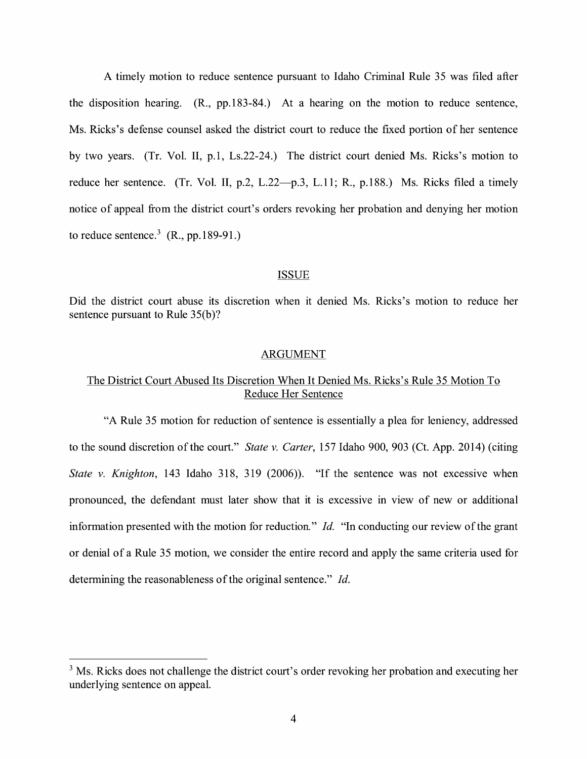A timely motion to reduce sentence pursuant to Idaho Criminal Rule 35 was filed after the disposition hearing. (R., pp.183-84.) At a hearing on the motion to reduce sentence, Ms. Ricks's defense counsel asked the district court to reduce the fixed portion of her sentence by two years. (Tr. Vol. II, p.1, Ls.22-24.) The district court denied Ms. Ricks's motion to reduce her sentence. (Tr. Vol. II, p.2, L.22—p.3, L.11; R., p.188.) Ms. Ricks filed a timely notice of appeal from the district court's orders revoking her probation and denying her motion to reduce sentence.[3] (R., pp.189-91.)

## ISSUE

Did the district court abuse its discretion when it denied Ms. Ricks's motion to reduce her sentence pursuant to Rule 35(b)?

## ARGUMENT

### The District Court Abused Its Discretion When It Denied Ms. Ricks's Rule 35 Motion To Reduce Her Sentence

"A Rule 35 motion for reduction of sentence is essentially a plea for leniency, addressed to the sound discretion of the court." *State v. Carter*, 157 Idaho 900, 903 (Ct. App. 2014) (citing *State v. Knighton*, 143 Idaho 318, 319 (2006)). "If the sentence was not excessive when pronounced, the defendant must later show that it is excessive in view of new or additional information presented with the motion for reduction." *Id.* "In conducting our review of the grant or denial of a Rule 35 motion, we consider the entire record and apply the same criteria used for determining the reasonableness of the original sentence." *Id.*

---

[3] Ms. Ricks does not challenge the district court's order revoking her probation and executing her underlying sentence on appeal.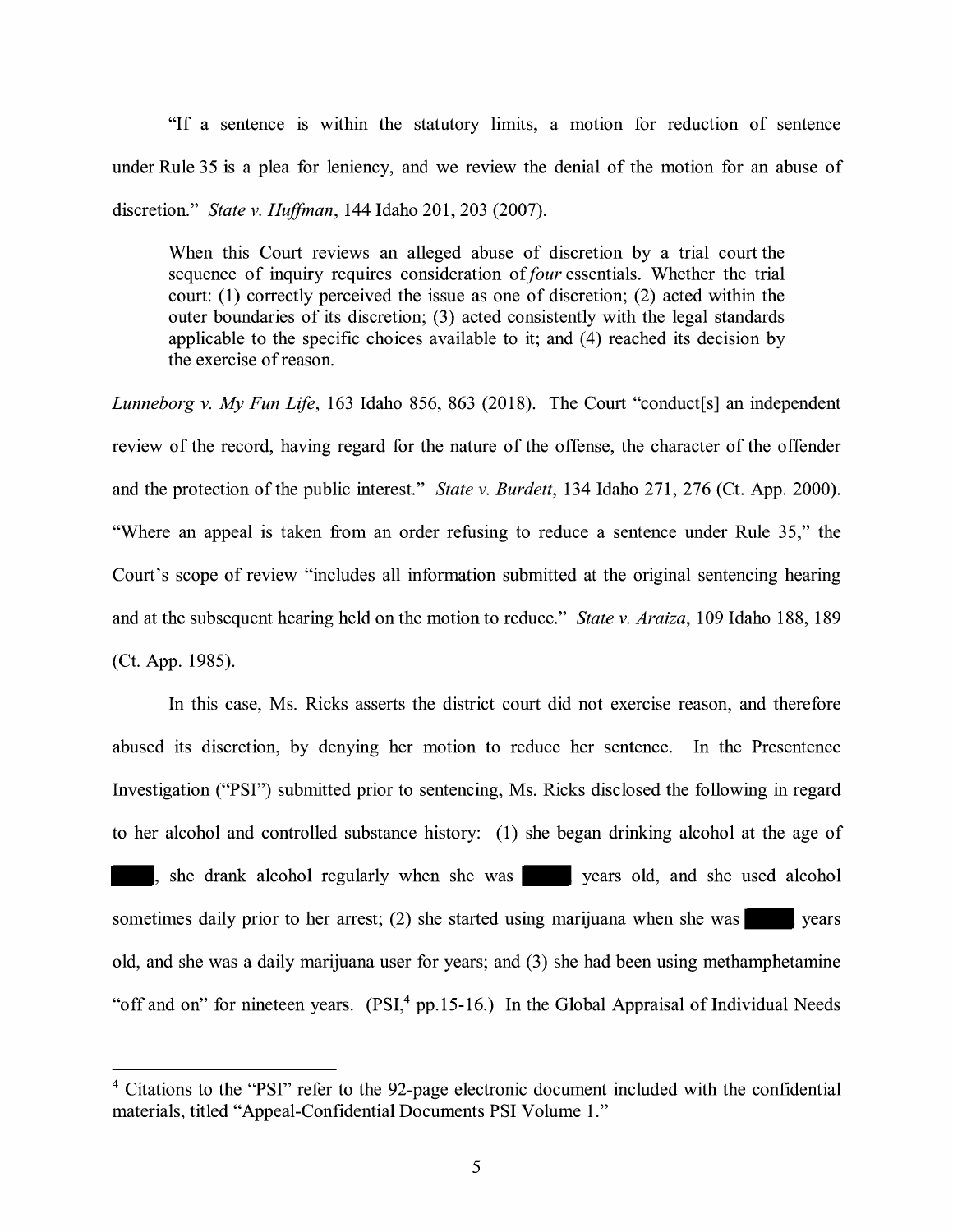"If a sentence is within the statutory limits, a motion for reduction of sentence under Rule 35 is a plea for leniency, and we review the denial of the motion for an abuse of discretion." *State v. Huffman*, 144 Idaho 201, 203 (2007).

> When this Court reviews an alleged abuse of discretion by a trial court the sequence of inquiry requires consideration of *four* essentials. Whether the trial court: (1) correctly perceived the issue as one of discretion; (2) acted within the outer boundaries of its discretion; (3) acted consistently with the legal standards applicable to the specific choices available to it; and (4) reached its decision by the exercise of reason.

*Lunneborg v. My Fun Life*, 163 Idaho 856, 863 (2018). The Court "conduct[s] an independent review of the record, having regard for the nature of the offense, the character of the offender and the protection of the public interest." *State v. Burdett*, 134 Idaho 271, 276 (Ct. App. 2000). "Where an appeal is taken from an order refusing to reduce a sentence under Rule 35," the Court's scope of review "includes all information submitted at the original sentencing hearing and at the subsequent hearing held on the motion to reduce." *State v. Araiza*, 109 Idaho 188, 189 (Ct. App. 1985).

In this case, Ms. Ricks asserts the district court did not exercise reason, and therefore abused its discretion, by denying her motion to reduce her sentence. In the Presentence Investigation ("PSI") submitted prior to sentencing, Ms. Ricks disclosed the following in regard to her alcohol and controlled substance history: (1) she began drinking alcohol at the age of [REDACTED], she drank alcohol regularly when she was [REDACTED] years old, and she used alcohol sometimes daily prior to her arrest; (2) she started using marijuana when she was [REDACTED] years old, and she was a daily marijuana user for years; and (3) she had been using methamphetamine "off and on" for nineteen years. (PSI,[4] pp.15-16.) In the Global Appraisal of Individual Needs

[4] Citations to the "PSI" refer to the 92-page electronic document included with the confidential materials, titled "Appeal-Confidential Documents PSI Volume 1."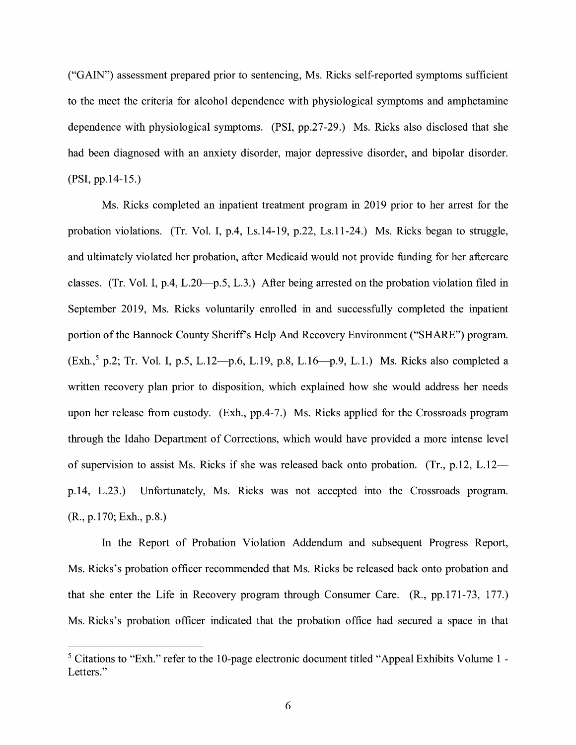("GAIN") assessment prepared prior to sentencing, Ms. Ricks self-reported symptoms sufficient to the meet the criteria for alcohol dependence with physiological symptoms and amphetamine dependence with physiological symptoms. (PSI, pp.27-29.) Ms. Ricks also disclosed that she had been diagnosed with an anxiety disorder, major depressive disorder, and bipolar disorder. (PSI, pp.14-15.)

Ms. Ricks completed an inpatient treatment program in 2019 prior to her arrest for the probation violations. (Tr. Vol. I, p.4, Ls.14-19, p.22, Ls.11-24.) Ms. Ricks began to struggle, and ultimately violated her probation, after Medicaid would not provide funding for her aftercare classes. (Tr. Vol. I, p.4, L.20—p.5, L.3.) After being arrested on the probation violation filed in September 2019, Ms. Ricks voluntarily enrolled in and successfully completed the inpatient portion of the Bannock County Sheriff's Help And Recovery Environment ("SHARE") program. (Exh.,[5] p.2; Tr. Vol. I, p.5, L.12—p.6, L.19, p.8, L.16—p.9, L.1.) Ms. Ricks also completed a written recovery plan prior to disposition, which explained how she would address her needs upon her release from custody. (Exh., pp.4-7.) Ms. Ricks applied for the Crossroads program through the Idaho Department of Corrections, which would have provided a more intense level of supervision to assist Ms. Ricks if she was released back onto probation. (Tr., p.12, L.12—p.14, L.23.) Unfortunately, Ms. Ricks was not accepted into the Crossroads program. (R., p.170; Exh., p.8.)

In the Report of Probation Violation Addendum and subsequent Progress Report, Ms. Ricks's probation officer recommended that Ms. Ricks be released back onto probation and that she enter the Life in Recovery program through Consumer Care. (R., pp.171-73, 177.) Ms. Ricks's probation officer indicated that the probation office had secured a space in that

---

[5] Citations to "Exh." refer to the 10-page electronic document titled "Appeal Exhibits Volume 1 - Letters."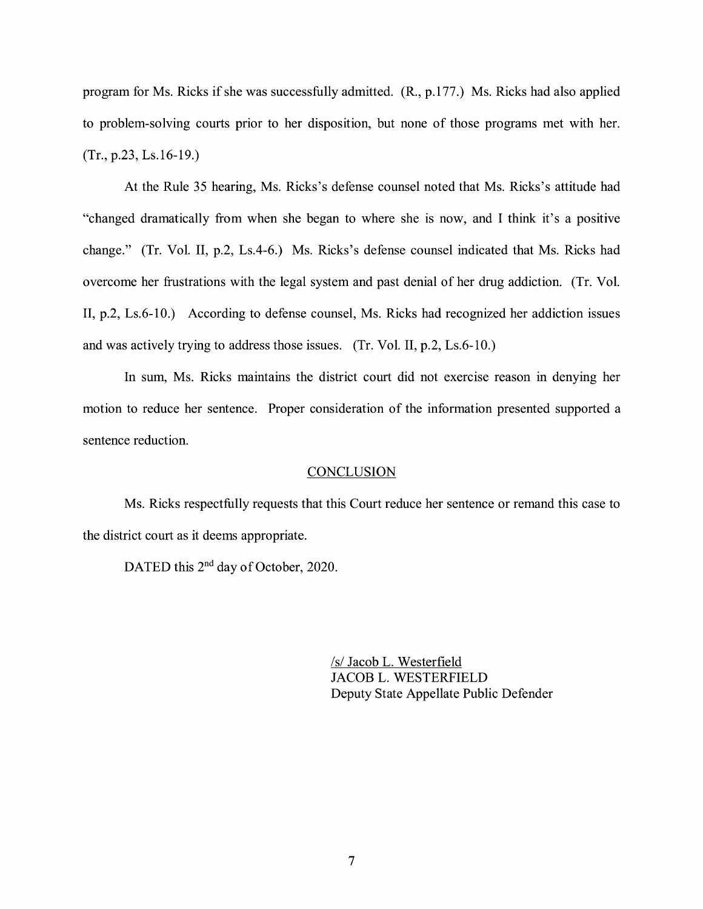program for Ms. Ricks if she was successfully admitted. (R., p.177.) Ms. Ricks had also applied to problem-solving courts prior to her disposition, but none of those programs met with her. (Tr., p.23, Ls.16-19.)

At the Rule 35 hearing, Ms. Ricks's defense counsel noted that Ms. Ricks's attitude had "changed dramatically from when she began to where she is now, and I think it's a positive change." (Tr. Vol. II, p.2, Ls.4-6.) Ms. Ricks's defense counsel indicated that Ms. Ricks had overcome her frustrations with the legal system and past denial of her drug addiction. (Tr. Vol. II, p.2, Ls.6-10.) According to defense counsel, Ms. Ricks had recognized her addiction issues and was actively trying to address those issues. (Tr. Vol. II, p.2, Ls.6-10.)

In sum, Ms. Ricks maintains the district court did not exercise reason in denying her motion to reduce her sentence. Proper consideration of the information presented supported a sentence reduction.

## CONCLUSION

Ms. Ricks respectfully requests that this Court reduce her sentence or remand this case to the district court as it deems appropriate.

DATED this 2nd day of October, 2020.

/s/ Jacob L. Westerfield
JACOB L. WESTERFIELD
Deputy State Appellate Public Defender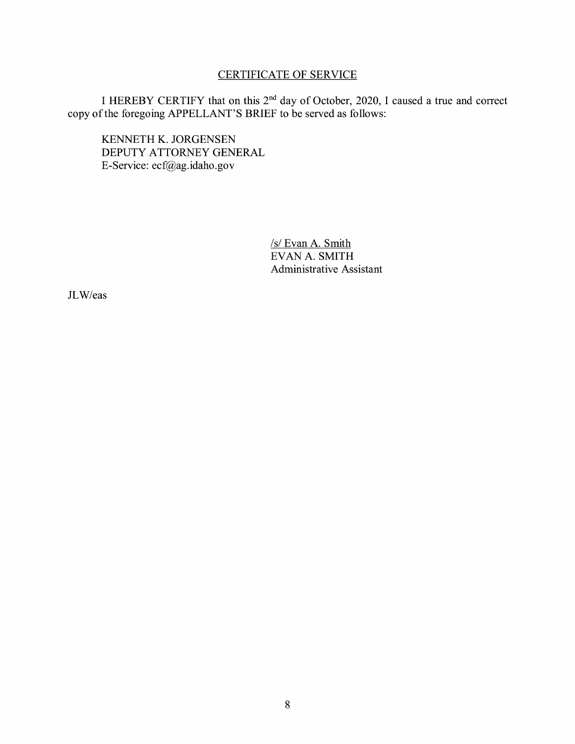## CERTIFICATE OF SERVICE

I HEREBY CERTIFY that on this 2nd day of October, 2020, I caused a true and correct copy of the foregoing APPELLANT'S BRIEF to be served as follows:

KENNETH K. JORGENSEN
DEPUTY ATTORNEY GENERAL
E-Service: ecf@ag.idaho.gov

/s/ Evan A. Smith
EVAN A. SMITH
Administrative Assistant

JLW/eas